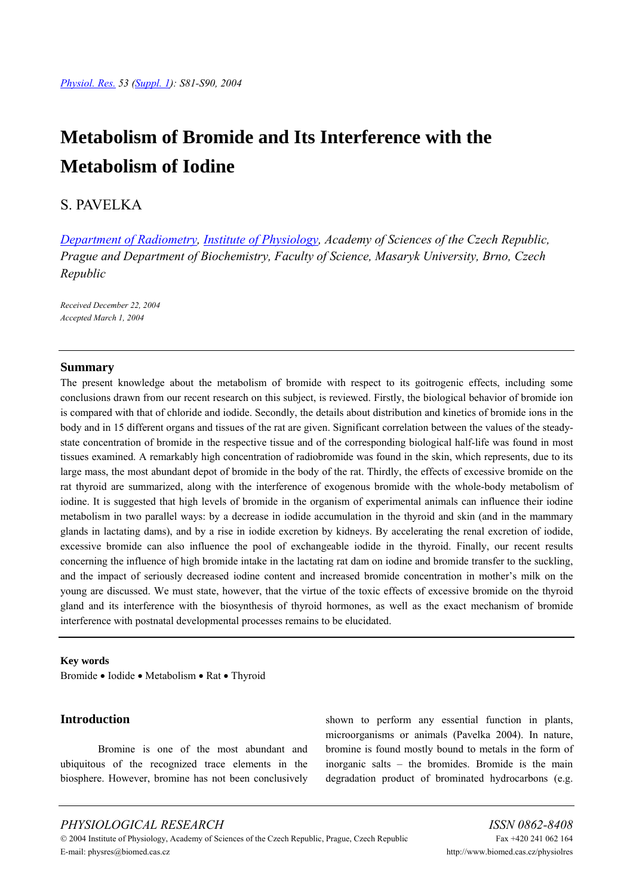# Metabolism of Bromide and Its Interference with the Metabolism of Iodine

S. PAVELKA

*Department of Radiometry, Institute of Physiology, Academy of Sciences of the Czech Republic, Prague and Department of Biochemistry, Faculty of Science, Masaryk University, Brno, Czech Republic*

*Received December 22, 2004*
*Accepted March 1, 2004*

## Summary

The present knowledge about the metabolism of bromide with respect to its goitrogenic effects, including some conclusions drawn from our recent research on this subject, is reviewed. Firstly, the biological behavior of bromide ion is compared with that of chloride and iodide. Secondly, the details about distribution and kinetics of bromide ions in the body and in 15 different organs and tissues of the rat are given. Significant correlation between the values of the steady-state concentration of bromide in the respective tissue and of the corresponding biological half-life was found in most tissues examined. A remarkably high concentration of radiobromide was found in the skin, which represents, due to its large mass, the most abundant depot of bromide in the body of the rat. Thirdly, the effects of excessive bromide on the rat thyroid are summarized, along with the interference of exogenous bromide with the whole-body metabolism of iodine. It is suggested that high levels of bromide in the organism of experimental animals can influence their iodine metabolism in two parallel ways: by a decrease in iodide accumulation in the thyroid and skin (and in the mammary glands in lactating dams), and by a rise in iodide excretion by kidneys. By accelerating the renal excretion of iodide, excessive bromide can also influence the pool of exchangeable iodide in the thyroid. Finally, our recent results concerning the influence of high bromide intake in the lactating rat dam on iodine and bromide transfer to the suckling, and the impact of seriously decreased iodine content and increased bromide concentration in mother's milk on the young are discussed. We must state, however, that the virtue of the toxic effects of excessive bromide on the thyroid gland and its interference with the biosynthesis of thyroid hormones, as well as the exact mechanism of bromide interference with postnatal developmental processes remains to be elucidated.

**Key words**
Bromide • Iodide • Metabolism • Rat • Thyroid

## Introduction

Bromine is one of the most abundant and ubiquitous of the recognized trace elements in the biosphere. However, bromine has not been conclusively shown to perform any essential function in plants, microorganisms or animals (Pavelka 2004). In nature, bromine is found mostly bound to metals in the form of inorganic salts – the bromides. Bromide is the main degradation product of brominated hydrocarbons (e.g.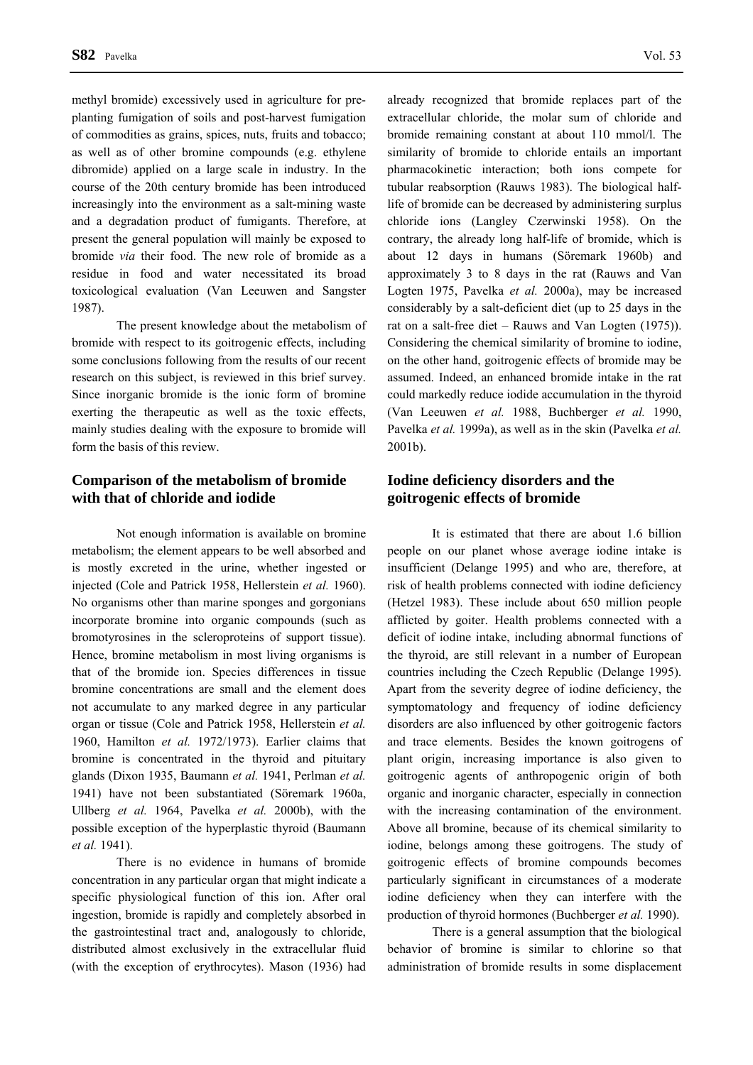methyl bromide) excessively used in agriculture for pre-planting fumigation of soils and post-harvest fumigation of commodities as grains, spices, nuts, fruits and tobacco; as well as of other bromine compounds (e.g. ethylene dibromide) applied on a large scale in industry. In the course of the 20th century bromide has been introduced increasingly into the environment as a salt-mining waste and a degradation product of fumigants. Therefore, at present the general population will mainly be exposed to bromide *via* their food. The new role of bromide as a residue in food and water necessitated its broad toxicological evaluation (Van Leeuwen and Sangster 1987).

The present knowledge about the metabolism of bromide with respect to its goitrogenic effects, including some conclusions following from the results of our recent research on this subject, is reviewed in this brief survey. Since inorganic bromide is the ionic form of bromine exerting the therapeutic as well as the toxic effects, mainly studies dealing with the exposure to bromide will form the basis of this review.

## Comparison of the metabolism of bromide with that of chloride and iodide

Not enough information is available on bromine metabolism; the element appears to be well absorbed and is mostly excreted in the urine, whether ingested or injected (Cole and Patrick 1958, Hellerstein *et al.* 1960). No organisms other than marine sponges and gorgonians incorporate bromine into organic compounds (such as bromotyrosines in the scleroproteins of support tissue). Hence, bromine metabolism in most living organisms is that of the bromide ion. Species differences in tissue bromine concentrations are small and the element does not accumulate to any marked degree in any particular organ or tissue (Cole and Patrick 1958, Hellerstein *et al.* 1960, Hamilton *et al.* 1972/1973). Earlier claims that bromine is concentrated in the thyroid and pituitary glands (Dixon 1935, Baumann *et al.* 1941, Perlman *et al.* 1941) have not been substantiated (Söremark 1960a, Ullberg *et al.* 1964, Pavelka *et al.* 2000b), with the possible exception of the hyperplastic thyroid (Baumann *et al.* 1941).

There is no evidence in humans of bromide concentration in any particular organ that might indicate a specific physiological function of this ion. After oral ingestion, bromide is rapidly and completely absorbed in the gastrointestinal tract and, analogously to chloride, distributed almost exclusively in the extracellular fluid (with the exception of erythrocytes). Mason (1936) had already recognized that bromide replaces part of the extracellular chloride, the molar sum of chloride and bromide remaining constant at about 110 mmol/l. The similarity of bromide to chloride entails an important pharmacokinetic interaction; both ions compete for tubular reabsorption (Rauws 1983). The biological half-life of bromide can be decreased by administering surplus chloride ions (Langley Czerwinski 1958). On the contrary, the already long half-life of bromide, which is about 12 days in humans (Söremark 1960b) and approximately 3 to 8 days in the rat (Rauws and Van Logten 1975, Pavelka *et al.* 2000a), may be increased considerably by a salt-deficient diet (up to 25 days in the rat on a salt-free diet – Rauws and Van Logten (1975)). Considering the chemical similarity of bromine to iodine, on the other hand, goitrogenic effects of bromide may be assumed. Indeed, an enhanced bromide intake in the rat could markedly reduce iodide accumulation in the thyroid (Van Leeuwen *et al.* 1988, Buchberger *et al.* 1990, Pavelka *et al.* 1999a), as well as in the skin (Pavelka *et al.* 2001b).

## Iodine deficiency disorders and the goitrogenic effects of bromide

It is estimated that there are about 1.6 billion people on our planet whose average iodine intake is insufficient (Delange 1995) and who are, therefore, at risk of health problems connected with iodine deficiency (Hetzel 1983). These include about 650 million people afflicted by goiter. Health problems connected with a deficit of iodine intake, including abnormal functions of the thyroid, are still relevant in a number of European countries including the Czech Republic (Delange 1995). Apart from the severity degree of iodine deficiency, the symptomatology and frequency of iodine deficiency disorders are also influenced by other goitrogenic factors and trace elements. Besides the known goitrogens of plant origin, increasing importance is also given to goitrogenic agents of anthropogenic origin of both organic and inorganic character, especially in connection with the increasing contamination of the environment. Above all bromine, because of its chemical similarity to iodine, belongs among these goitrogens. The study of goitrogenic effects of bromine compounds becomes particularly significant in circumstances of a moderate iodine deficiency when they can interfere with the production of thyroid hormones (Buchberger *et al.* 1990).

There is a general assumption that the biological behavior of bromine is similar to chlorine so that administration of bromide results in some displacement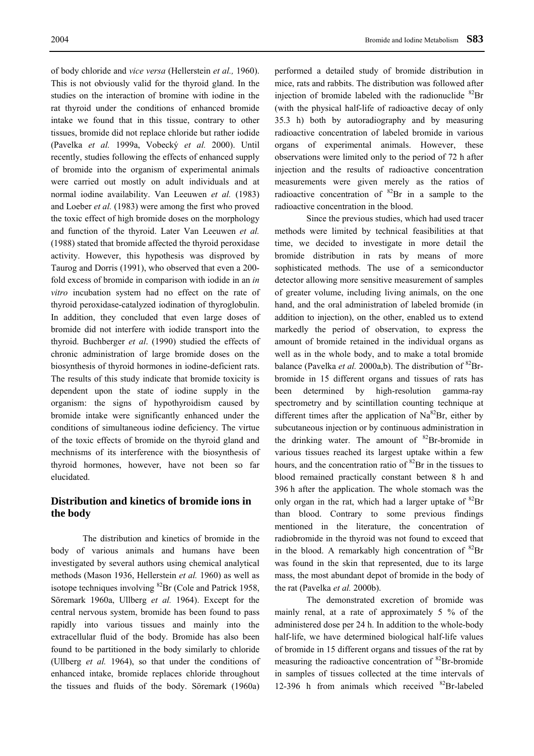of body chloride and *vice versa* (Hellerstein *et al.,* 1960). This is not obviously valid for the thyroid gland. In the studies on the interaction of bromine with iodine in the rat thyroid under the conditions of enhanced bromide intake we found that in this tissue, contrary to other tissues, bromide did not replace chloride but rather iodide (Pavelka *et al.* 1999a, Vobecký *et al.* 2000). Until recently, studies following the effects of enhanced supply of bromide into the organism of experimental animals were carried out mostly on adult individuals and at normal iodine availability. Van Leeuwen *et al.* (1983) and Loeber *et al.* (1983) were among the first who proved the toxic effect of high bromide doses on the morphology and function of the thyroid. Later Van Leeuwen *et al.* (1988) stated that bromide affected the thyroid peroxidase activity. However, this hypothesis was disproved by Taurog and Dorris (1991), who observed that even a 200-fold excess of bromide in comparison with iodide in an *in vitro* incubation system had no effect on the rate of thyroid peroxidase-catalyzed iodination of thyroglobulin. In addition, they concluded that even large doses of bromide did not interfere with iodide transport into the thyroid. Buchberger *et al*. (1990) studied the effects of chronic administration of large bromide doses on the biosynthesis of thyroid hormones in iodine-deficient rats. The results of this study indicate that bromide toxicity is dependent upon the state of iodine supply in the organism: the signs of hypothyroidism caused by bromide intake were significantly enhanced under the conditions of simultaneous iodine deficiency. The virtue of the toxic effects of bromide on the thyroid gland and mechnisms of its interference with the biosynthesis of thyroid hormones, however, have not been so far elucidated.

## Distribution and kinetics of bromide ions in the body

The distribution and kinetics of bromide in the body of various animals and humans have been investigated by several authors using chemical analytical methods (Mason 1936, Hellerstein *et al.* 1960) as well as isotope techniques involving $^{82}$Br (Cole and Patrick 1958, Söremark 1960a, Ullberg *et al.* 1964). Except for the central nervous system, bromide has been found to pass rapidly into various tissues and mainly into the extracellular fluid of the body. Bromide has also been found to be partitioned in the body similarly to chloride (Ullberg *et al.* 1964), so that under the conditions of enhanced intake, bromide replaces chloride throughout the tissues and fluids of the body. Söremark (1960a) performed a detailed study of bromide distribution in mice, rats and rabbits. The distribution was followed after injection of bromide labeled with the radionuclide $^{82}$Br (with the physical half-life of radioactive decay of only 35.3 h) both by autoradiography and by measuring radioactive concentration of labeled bromide in various organs of experimental animals. However, these observations were limited only to the period of 72 h after injection and the results of radioactive concentration measurements were given merely as the ratios of radioactive concentration of $^{82}$Br in a sample to the radioactive concentration in the blood.

Since the previous studies, which had used tracer methods were limited by technical feasibilities at that time, we decided to investigate in more detail the bromide distribution in rats by means of more sophisticated methods. The use of a semiconductor detector allowing more sensitive measurement of samples of greater volume, including living animals, on the one hand, and the oral administration of labeled bromide (in addition to injection), on the other, enabled us to extend markedly the period of observation, to express the amount of bromide retained in the individual organs as well as in the whole body, and to make a total bromide balance (Pavelka *et al.* 2000a,b). The distribution of $^{82}$Br-bromide in 15 different organs and tissues of rats has been determined by high-resolution gamma-ray spectrometry and by scintillation counting technique at different times after the application of Na$^{82}$Br, either by subcutaneous injection or by continuous administration in the drinking water. The amount of $^{82}$Br-bromide in various tissues reached its largest uptake within a few hours, and the concentration ratio of $^{82}$Br in the tissues to blood remained practically constant between 8 h and 396 h after the application. The whole stomach was the only organ in the rat, which had a larger uptake of $^{82}$Br than blood. Contrary to some previous findings mentioned in the literature, the concentration of radiobromide in the thyroid was not found to exceed that in the blood. A remarkably high concentration of $^{82}$Br was found in the skin that represented, due to its large mass, the most abundant depot of bromide in the body of the rat (Pavelka *et al.* 2000b).

The demonstrated excretion of bromide was mainly renal, at a rate of approximately 5 % of the administered dose per 24 h. In addition to the whole-body half-life, we have determined biological half-life values of bromide in 15 different organs and tissues of the rat by measuring the radioactive concentration of $^{82}$Br-bromide in samples of tissues collected at the time intervals of 12-396 h from animals which received $^{82}$Br-labeled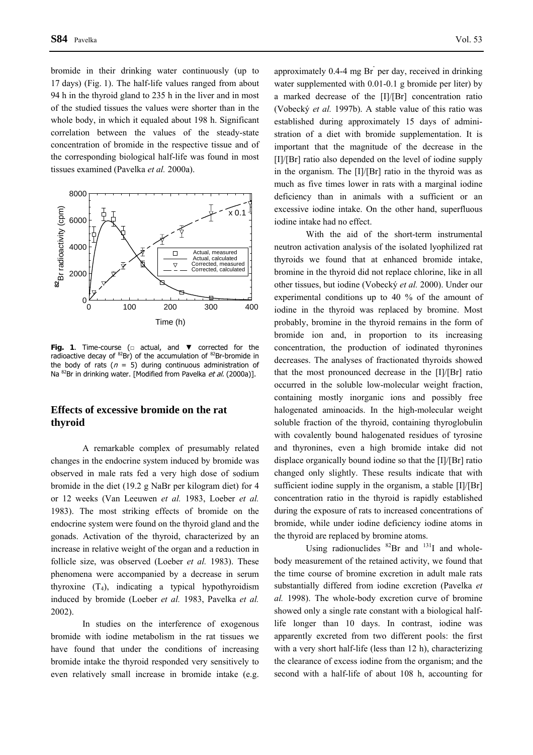bromide in their drinking water continuously (up to 17 days) (Fig. 1). The half-life values ranged from about 94 h in the thyroid gland to 235 h in the liver and in most of the studied tissues the values were shorter than in the whole body, in which it equaled about 198 h. Significant correlation between the values of the steady-state concentration of bromide in the respective tissue and of the corresponding biological half-life was found in most tissues examined (Pavelka *et al.* 2000a).

**Fig. 1**. Time-course (□ actual, and ▼ corrected for the radioactive decay of $^{82}Br$) of the accumulation of $^{82}Br$-bromide in the body of rats ($n = 5$) during continuous administration of Na $^{82}Br$ in drinking water. [Modified from Pavelka *et al.* (2000a)].

## Effects of excessive bromide on the rat thyroid

A remarkable complex of presumably related changes in the endocrine system induced by bromide was observed in male rats fed a very high dose of sodium bromide in the diet (19.2 g NaBr per kilogram diet) for 4 or 12 weeks (Van Leeuwen *et al.* 1983, Loeber *et al.* 1983). The most striking effects of bromide on the endocrine system were found on the thyroid gland and the gonads. Activation of the thyroid, characterized by an increase in relative weight of the organ and a reduction in follicle size, was observed (Loeber *et al.* 1983). These phenomena were accompanied by a decrease in serum thyroxine ($T_4$), indicating a typical hypothyroidism induced by bromide (Loeber *et al.* 1983, Pavelka *et al.* 2002).

In studies on the interference of exogenous bromide with iodine metabolism in the rat tissues we have found that under the conditions of increasing bromide intake the thyroid responded very sensitively to even relatively small increase in bromide intake (e.g. approximately 0.4-4 mg $Br^-$ per day, received in drinking water supplemented with 0.01-0.1 g bromide per liter) by a marked decrease of the [I]/[Br] concentration ratio (Vobecký *et al.* 1997b). A stable value of this ratio was established during approximately 15 days of administration of a diet with bromide supplementation. It is important that the magnitude of the decrease in the [I]/[Br] ratio also depended on the level of iodine supply in the organism. The [I]/[Br] ratio in the thyroid was as much as five times lower in rats with a marginal iodine deficiency than in animals with a sufficient or an excessive iodine intake. On the other hand, superfluous iodine intake had no effect.

With the aid of the short-term instrumental neutron activation analysis of the isolated lyophilized rat thyroids we found that at enhanced bromide intake, bromine in the thyroid did not replace chlorine, like in all other tissues, but iodine (Vobecký *et al.* 2000). Under our experimental conditions up to 40 % of the amount of iodine in the thyroid was replaced by bromine. Most probably, bromine in the thyroid remains in the form of bromide ion and, in proportion to its increasing concentration, the production of iodinated thyronines decreases. The analyses of fractionated thyroids showed that the most pronounced decrease in the [I]/[Br] ratio occurred in the soluble low-molecular weight fraction, containing mostly inorganic ions and possibly free halogenated aminoacids. In the high-molecular weight soluble fraction of the thyroid, containing thyroglobulin with covalently bound halogenated residues of tyrosine and thyronines, even a high bromide intake did not displace organically bound iodine so that the [I]/[Br] ratio changed only slightly. These results indicate that with sufficient iodine supply in the organism, a stable [I]/[Br] concentration ratio in the thyroid is rapidly established during the exposure of rats to increased concentrations of bromide, while under iodine deficiency iodine atoms in the thyroid are replaced by bromine atoms.

Using radionuclides $^{82}Br$ and $^{131}I$ and whole-body measurement of the retained activity, we found that the time course of bromine excretion in adult male rats substantially differed from iodine excretion (Pavelka *et al.* 1998). The whole-body excretion curve of bromine showed only a single rate constant with a biological half-life longer than 10 days. In contrast, iodine was apparently excreted from two different pools: the first with a very short half-life (less than 12 h), characterizing the clearance of excess iodine from the organism; and the second with a half-life of about 108 h, accounting for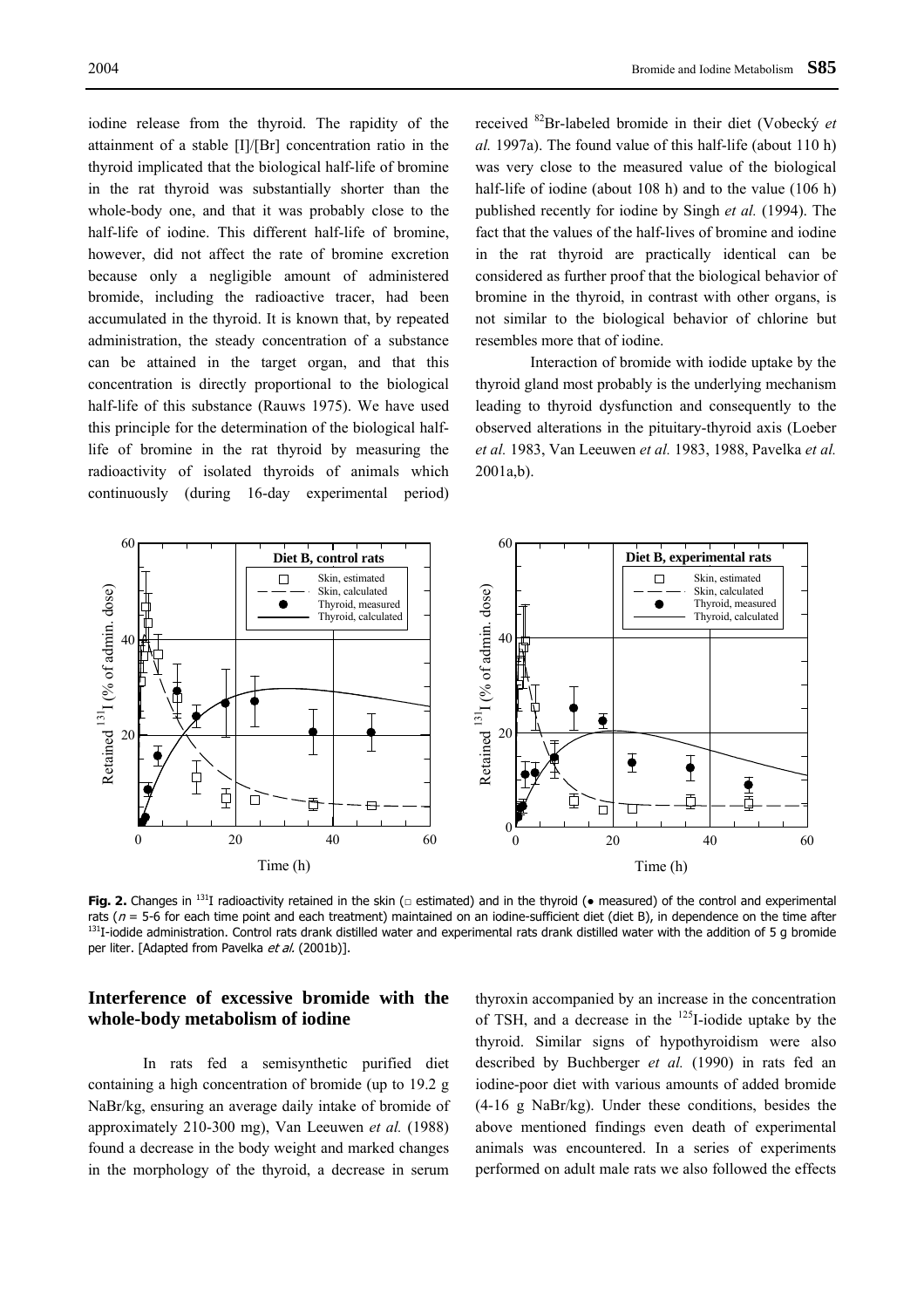iodine release from the thyroid. The rapidity of the attainment of a stable [I]/[Br] concentration ratio in the thyroid implicated that the biological half-life of bromine in the rat thyroid was substantially shorter than the whole-body one, and that it was probably close to the half-life of iodine. This different half-life of bromine, however, did not affect the rate of bromine excretion because only a negligible amount of administered bromide, including the radioactive tracer, had been accumulated in the thyroid. It is known that, by repeated administration, the steady concentration of a substance can be attained in the target organ, and that this concentration is directly proportional to the biological half-life of this substance (Rauws 1975). We have used this principle for the determination of the biological half-life of bromine in the rat thyroid by measuring the radioactivity of isolated thyroids of animals which continuously (during 16-day experimental period) received $^{82}$Br-labeled bromide in their diet (Vobecký *et al.* 1997a). The found value of this half-life (about 110 h) was very close to the measured value of the biological half-life of iodine (about 108 h) and to the value (106 h) published recently for iodine by Singh *et al.* (1994). The fact that the values of the half-lives of bromine and iodine in the rat thyroid are practically identical can be considered as further proof that the biological behavior of bromine in the thyroid, in contrast with other organs, is not similar to the biological behavior of chlorine but resembles more that of iodine.

Interaction of bromide with iodide uptake by the thyroid gland most probably is the underlying mechanism leading to thyroid dysfunction and consequently to the observed alterations in the pituitary-thyroid axis (Loeber *et al.* 1983, Van Leeuwen *et al.* 1983, 1988, Pavelka *et al.* 2001a,b).

**Fig. 2.** Changes in $^{131}$I radioactivity retained in the skin (□ estimated) and in the thyroid (● measured) of the control and experimental rats ($n$ = 5-6 for each time point and each treatment) maintained on an iodine-sufficient diet (diet B), in dependence on the time after $^{131}$I-iodide administration. Control rats drank distilled water and experimental rats drank distilled water with the addition of 5 g bromide per liter. [Adapted from Pavelka *et al.* (2001b)].

## Interference of excessive bromide with the whole-body metabolism of iodine

In rats fed a semisynthetic purified diet containing a high concentration of bromide (up to 19.2 g NaBr/kg, ensuring an average daily intake of bromide of approximately 210-300 mg), Van Leeuwen *et al.* (1988) found a decrease in the body weight and marked changes in the morphology of the thyroid, a decrease in serum thyroxin accompanied by an increase in the concentration of TSH, and a decrease in the $^{125}$I-iodide uptake by the thyroid. Similar signs of hypothyroidism were also described by Buchberger *et al.* (1990) in rats fed an iodine-poor diet with various amounts of added bromide (4-16 g NaBr/kg). Under these conditions, besides the above mentioned findings even death of experimental animals was encountered. In a series of experiments performed on adult male rats we also followed the effects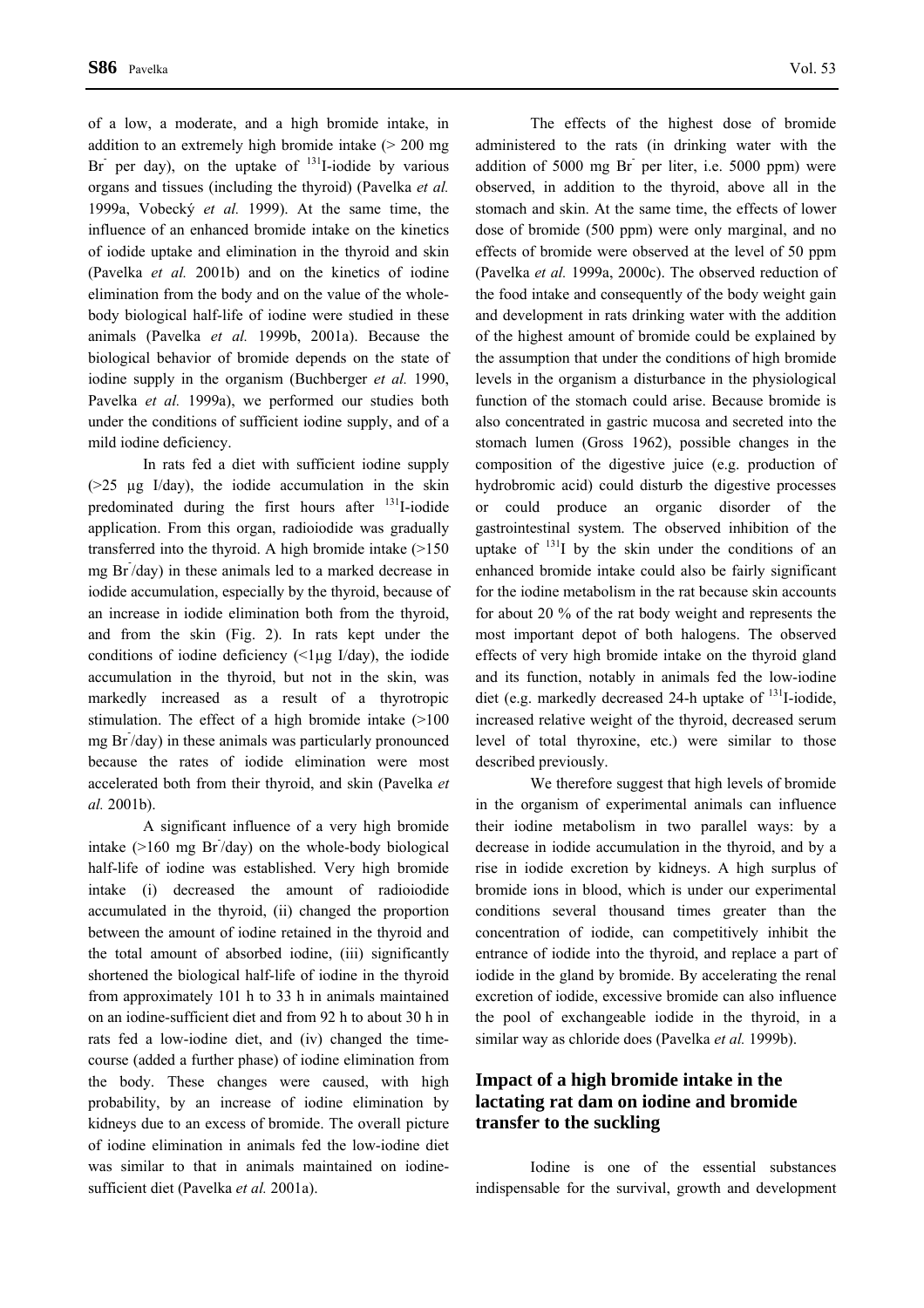of a low, a moderate, and a high bromide intake, in addition to an extremely high bromide intake (> 200 mg $Br^-$ per day), on the uptake of $^{131}$I-iodide by various organs and tissues (including the thyroid) (Pavelka *et al.* 1999a, Vobecký *et al.* 1999). At the same time, the influence of an enhanced bromide intake on the kinetics of iodide uptake and elimination in the thyroid and skin (Pavelka *et al.* 2001b) and on the kinetics of iodine elimination from the body and on the value of the whole-body biological half-life of iodine were studied in these animals (Pavelka *et al.* 1999b, 2001a). Because the biological behavior of bromide depends on the state of iodine supply in the organism (Buchberger *et al.* 1990, Pavelka *et al.* 1999a), we performed our studies both under the conditions of sufficient iodine supply, and of a mild iodine deficiency.

In rats fed a diet with sufficient iodine supply (>25 μg I/day), the iodide accumulation in the skin predominated during the first hours after $^{131}$I-iodide application. From this organ, radioiodide was gradually transferred into the thyroid. A high bromide intake (>150 mg $Br^-$/day) in these animals led to a marked decrease in iodide accumulation, especially by the thyroid, because of an increase in iodide elimination both from the thyroid, and from the skin (Fig. 2). In rats kept under the conditions of iodine deficiency (<1μg I/day), the iodide accumulation in the thyroid, but not in the skin, was markedly increased as a result of a thyrotropic stimulation. The effect of a high bromide intake (>100 mg $Br^-$/day) in these animals was particularly pronounced because the rates of iodide elimination were most accelerated both from their thyroid, and skin (Pavelka *et al.* 2001b).

A significant influence of a very high bromide intake (>160 mg $Br^-$/day) on the whole-body biological half-life of iodine was established. Very high bromide intake (i) decreased the amount of radioiodide accumulated in the thyroid, (ii) changed the proportion between the amount of iodine retained in the thyroid and the total amount of absorbed iodine, (iii) significantly shortened the biological half-life of iodine in the thyroid from approximately 101 h to 33 h in animals maintained on an iodine-sufficient diet and from 92 h to about 30 h in rats fed a low-iodine diet, and (iv) changed the time-course (added a further phase) of iodine elimination from the body. These changes were caused, with high probability, by an increase of iodine elimination by kidneys due to an excess of bromide. The overall picture of iodine elimination in animals fed the low-iodine diet was similar to that in animals maintained on iodine-sufficient diet (Pavelka *et al.* 2001a).

The effects of the highest dose of bromide administered to the rats (in drinking water with the addition of 5000 mg $Br^-$ per liter, i.e. 5000 ppm) were observed, in addition to the thyroid, above all in the stomach and skin. At the same time, the effects of lower dose of bromide (500 ppm) were only marginal, and no effects of bromide were observed at the level of 50 ppm (Pavelka *et al.* 1999a, 2000c). The observed reduction of the food intake and consequently of the body weight gain and development in rats drinking water with the addition of the highest amount of bromide could be explained by the assumption that under the conditions of high bromide levels in the organism a disturbance in the physiological function of the stomach could arise. Because bromide is also concentrated in gastric mucosa and secreted into the stomach lumen (Gross 1962), possible changes in the composition of the digestive juice (e.g. production of hydrobromic acid) could disturb the digestive processes or could produce an organic disorder of the gastrointestinal system. The observed inhibition of the uptake of $^{131}$I by the skin under the conditions of an enhanced bromide intake could also be fairly significant for the iodine metabolism in the rat because skin accounts for about 20 % of the rat body weight and represents the most important depot of both halogens. The observed effects of very high bromide intake on the thyroid gland and its function, notably in animals fed the low-iodine diet (e.g. markedly decreased 24-h uptake of $^{131}$I-iodide, increased relative weight of the thyroid, decreased serum level of total thyroxine, etc.) were similar to those described previously.

We therefore suggest that high levels of bromide in the organism of experimental animals can influence their iodine metabolism in two parallel ways: by a decrease in iodide accumulation in the thyroid, and by a rise in iodide excretion by kidneys. A high surplus of bromide ions in blood, which is under our experimental conditions several thousand times greater than the concentration of iodide, can competitively inhibit the entrance of iodide into the thyroid, and replace a part of iodide in the gland by bromide. By accelerating the renal excretion of iodide, excessive bromide can also influence the pool of exchangeable iodide in the thyroid, in a similar way as chloride does (Pavelka *et al.* 1999b).

## Impact of a high bromide intake in the lactating rat dam on iodine and bromide transfer to the suckling

Iodine is one of the essential substances indispensable for the survival, growth and development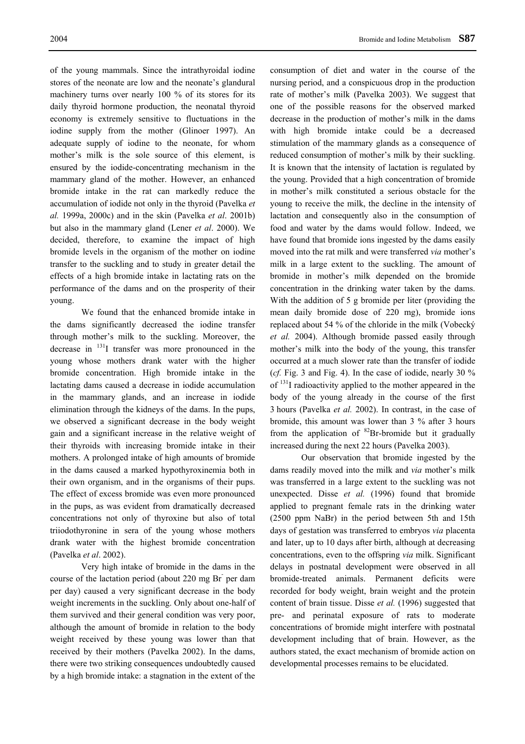of the young mammals. Since the intrathyroidal iodine stores of the neonate are low and the neonate's glandural machinery turns over nearly 100 % of its stores for its daily thyroid hormone production, the neonatal thyroid economy is extremely sensitive to fluctuations in the iodine supply from the mother (Glinoer 1997). An adequate supply of iodine to the neonate, for whom mother's milk is the sole source of this element, is ensured by the iodide-concentrating mechanism in the mammary gland of the mother. However, an enhanced bromide intake in the rat can markedly reduce the accumulation of iodide not only in the thyroid (Pavelka *et al.* 1999a, 2000c) and in the skin (Pavelka *et al*. 2001b) but also in the mammary gland (Lener *et al*. 2000). We decided, therefore, to examine the impact of high bromide levels in the organism of the mother on iodine transfer to the suckling and to study in greater detail the effects of a high bromide intake in lactating rats on the performance of the dams and on the prosperity of their young.

We found that the enhanced bromide intake in the dams significantly decreased the iodine transfer through mother's milk to the suckling. Moreover, the decrease in $^{131}I$ transfer was more pronounced in the young whose mothers drank water with the higher bromide concentration. High bromide intake in the lactating dams caused a decrease in iodide accumulation in the mammary glands, and an increase in iodide elimination through the kidneys of the dams. In the pups, we observed a significant decrease in the body weight gain and a significant increase in the relative weight of their thyroids with increasing bromide intake in their mothers. A prolonged intake of high amounts of bromide in the dams caused a marked hypothyroxinemia both in their own organism, and in the organisms of their pups. The effect of excess bromide was even more pronounced in the pups, as was evident from dramatically decreased concentrations not only of thyroxine but also of total triiodothyronine in sera of the young whose mothers drank water with the highest bromide concentration (Pavelka *et al*. 2002).

Very high intake of bromide in the dams in the course of the lactation period (about 220 mg $Br^-$ per dam per day) caused a very significant decrease in the body weight increments in the suckling. Only about one-half of them survived and their general condition was very poor, although the amount of bromide in relation to the body weight received by these young was lower than that received by their mothers (Pavelka 2002). In the dams, there were two striking consequences undoubtedly caused by a high bromide intake: a stagnation in the extent of the consumption of diet and water in the course of the nursing period, and a conspicuous drop in the production rate of mother's milk (Pavelka 2003). We suggest that one of the possible reasons for the observed marked decrease in the production of mother's milk in the dams with high bromide intake could be a decreased stimulation of the mammary glands as a consequence of reduced consumption of mother's milk by their suckling. It is known that the intensity of lactation is regulated by the young. Provided that a high concentration of bromide in mother's milk constituted a serious obstacle for the young to receive the milk, the decline in the intensity of lactation and consequently also in the consumption of food and water by the dams would follow. Indeed, we have found that bromide ions ingested by the dams easily moved into the rat milk and were transferred *via* mother's milk in a large extent to the suckling. The amount of bromide in mother's milk depended on the bromide concentration in the drinking water taken by the dams. With the addition of 5 g bromide per liter (providing the mean daily bromide dose of 220 mg), bromide ions replaced about 54 % of the chloride in the milk (Vobecký *et al.* 2004). Although bromide passed easily through mother's milk into the body of the young, this transfer occurred at a much slower rate than the transfer of iodide (*cf.* Fig. 3 and Fig. 4). In the case of iodide, nearly 30 % of $^{131}I$ radioactivity applied to the mother appeared in the body of the young already in the course of the first 3 hours (Pavelka *et al.* 2002). In contrast, in the case of bromide, this amount was lower than 3 % after 3 hours from the application of $^{82}Br$-bromide but it gradually increased during the next 22 hours (Pavelka 2003).

Our observation that bromide ingested by the dams readily moved into the milk and *via* mother's milk was transferred in a large extent to the suckling was not unexpected. Disse *et al.* (1996) found that bromide applied to pregnant female rats in the drinking water (2500 ppm NaBr) in the period between 5th and 15th days of gestation was transferred to embryos *via* placenta and later, up to 10 days after birth, although at decreasing concentrations, even to the offspring *via* milk. Significant delays in postnatal development were observed in all bromide-treated animals. Permanent deficits were recorded for body weight, brain weight and the protein content of brain tissue. Disse *et al.* (1996) suggested that pre- and perinatal exposure of rats to moderate concentrations of bromide might interfere with postnatal development including that of brain. However, as the authors stated, the exact mechanism of bromide action on developmental processes remains to be elucidated.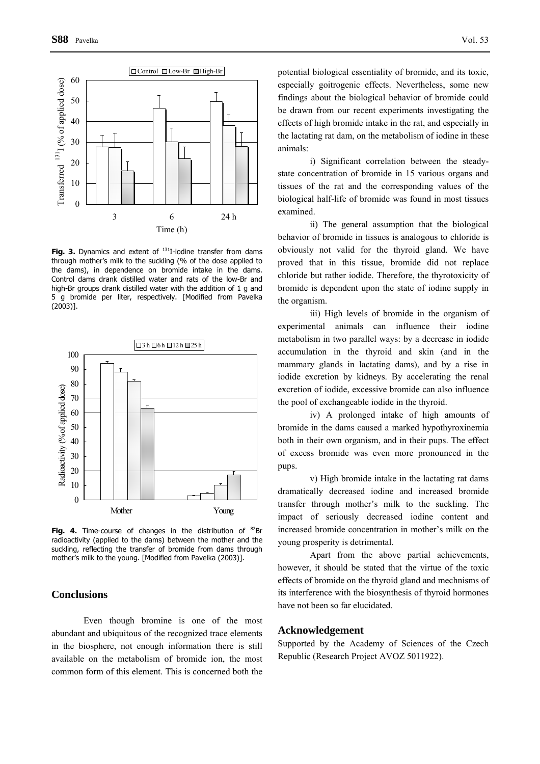**Fig. 3.** Dynamics and extent of $^{131}$I-iodine transfer from dams through mother's milk to the suckling (% of the dose applied to the dams), in dependence on bromide intake in the dams. Control dams drank distilled water and rats of the low-Br and high-Br groups drank distilled water with the addition of 1 g and 5 g bromide per liter, respectively. [Modified from Pavelka (2003)].

**Fig. 4.** Time-course of changes in the distribution of $^{82}$Br radioactivity (applied to the dams) between the mother and the suckling, reflecting the transfer of bromide from dams through mother's milk to the young. [Modified from Pavelka (2003)].

## Conclusions

Even though bromine is one of the most abundant and ubiquitous of the recognized trace elements in the biosphere, not enough information there is still available on the metabolism of bromide ion, the most common form of this element. This is concerned both the potential biological essentiality of bromide, and its toxic, especially goitrogenic effects. Nevertheless, some new findings about the biological behavior of bromide could be drawn from our recent experiments investigating the effects of high bromide intake in the rat, and especially in the lactating rat dam, on the metabolism of iodine in these animals:

i) Significant correlation between the steady-state concentration of bromide in 15 various organs and tissues of the rat and the corresponding values of the biological half-life of bromide was found in most tissues examined.

ii) The general assumption that the biological behavior of bromide in tissues is analogous to chloride is obviously not valid for the thyroid gland. We have proved that in this tissue, bromide did not replace chloride but rather iodide. Therefore, the thyrotoxicity of bromide is dependent upon the state of iodine supply in the organism.

iii) High levels of bromide in the organism of experimental animals can influence their iodine metabolism in two parallel ways: by a decrease in iodide accumulation in the thyroid and skin (and in the mammary glands in lactating dams), and by a rise in iodide excretion by kidneys. By accelerating the renal excretion of iodide, excessive bromide can also influence the pool of exchangeable iodide in the thyroid.

iv) A prolonged intake of high amounts of bromide in the dams caused a marked hypothyroxinemia both in their own organism, and in their pups. The effect of excess bromide was even more pronounced in the pups.

v) High bromide intake in the lactating rat dams dramatically decreased iodine and increased bromide transfer through mother's milk to the suckling. The impact of seriously decreased iodine content and increased bromide concentration in mother's milk on the young prosperity is detrimental.

Apart from the above partial achievements, however, it should be stated that the virtue of the toxic effects of bromide on the thyroid gland and mechnisms of its interference with the biosynthesis of thyroid hormones have not been so far elucidated.

## Acknowledgement

Supported by the Academy of Sciences of the Czech Republic (Research Project AVOZ 5011922).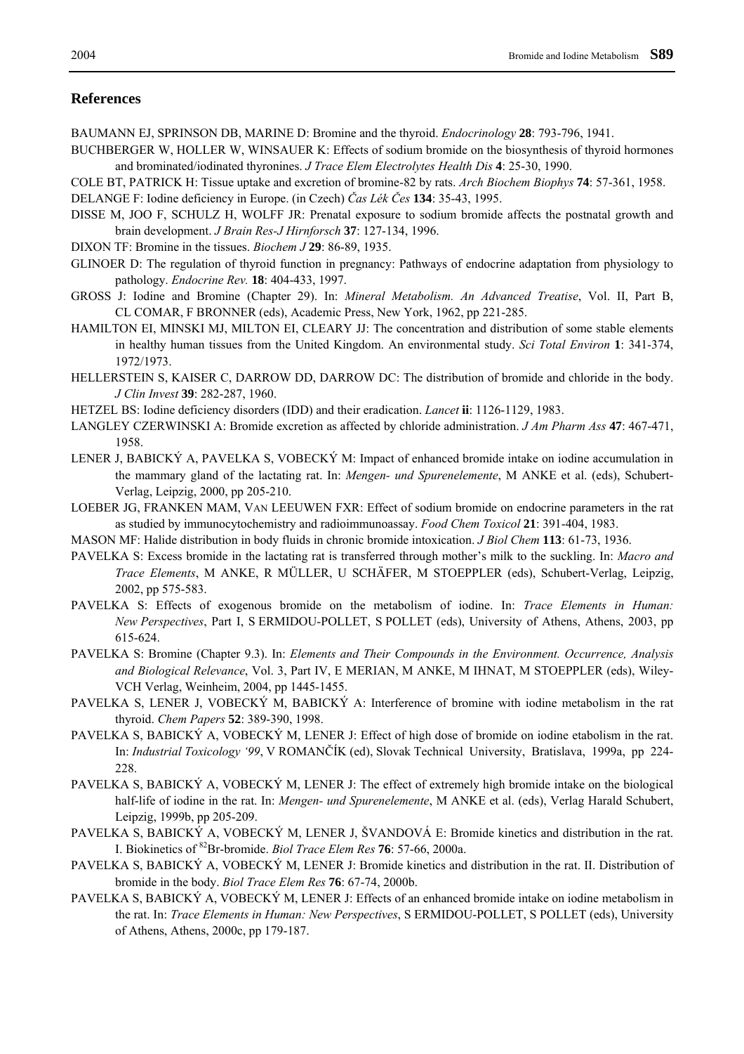## References

BAUMANN EJ, SPRINSON DB, MARINE D: Bromine and the thyroid. *Endocrinology* **28**: 793-796, 1941.

BUCHBERGER W, HOLLER W, WINSAUER K: Effects of sodium bromide on the biosynthesis of thyroid hormones and brominated/iodinated thyronines. *J Trace Elem Electrolytes Health Dis* **4**: 25-30, 1990.

COLE BT, PATRICK H: Tissue uptake and excretion of bromine-82 by rats. *Arch Biochem Biophys* **74**: 57-361, 1958.

DELANGE F: Iodine deficiency in Europe. (in Czech) *Čas Lék Čes* **134**: 35-43, 1995.

DISSE M, JOO F, SCHULZ H, WOLFF JR: Prenatal exposure to sodium bromide affects the postnatal growth and brain development. *J Brain Res-J Hirnforsch* **37**: 127-134, 1996.

DIXON TF: Bromine in the tissues. *Biochem J* **29**: 86-89, 1935.

GLINOER D: The regulation of thyroid function in pregnancy: Pathways of endocrine adaptation from physiology to pathology. *Endocrine Rev.* **18**: 404-433, 1997.

GROSS J: Iodine and Bromine (Chapter 29). In: *Mineral Metabolism. An Advanced Treatise*, Vol. II, Part B, CL COMAR, F BRONNER (eds), Academic Press, New York, 1962, pp 221-285.

HAMILTON EI, MINSKI MJ, MILTON EI, CLEARY JJ: The concentration and distribution of some stable elements in healthy human tissues from the United Kingdom. An environmental study. *Sci Total Environ* **1**: 341-374, 1972/1973.

HELLERSTEIN S, KAISER C, DARROW DD, DARROW DC: The distribution of bromide and chloride in the body. *J Clin Invest* **39**: 282-287, 1960.

HETZEL BS: Iodine deficiency disorders (IDD) and their eradication. *Lancet* **ii**: 1126-1129, 1983.

LANGLEY CZERWINSKI A: Bromide excretion as affected by chloride administration. *J Am Pharm Ass* **47**: 467-471, 1958.

LENER J, BABICKÝ A, PAVELKA S, VOBECKÝ M: Impact of enhanced bromide intake on iodine accumulation in the mammary gland of the lactating rat. In: *Mengen- und Spurenelemente*, M ANKE et al. (eds), Schubert-Verlag, Leipzig, 2000, pp 205-210.

LOEBER JG, FRANKEN MAM, VAN LEEUWEN FXR: Effect of sodium bromide on endocrine parameters in the rat as studied by immunocytochemistry and radioimmunoassay. *Food Chem Toxicol* **21**: 391-404, 1983.

MASON MF: Halide distribution in body fluids in chronic bromide intoxication. *J Biol Chem* **113**: 61-73, 1936.

PAVELKA S: Excess bromide in the lactating rat is transferred through mother's milk to the suckling. In: *Macro and Trace Elements*, M ANKE, R MÜLLER, U SCHÄFER, M STOEPPLER (eds), Schubert-Verlag, Leipzig, 2002, pp 575-583.

PAVELKA S: Effects of exogenous bromide on the metabolism of iodine. In: *Trace Elements in Human: New Perspectives*, Part I, S ERMIDOU-POLLET, S POLLET (eds), University of Athens, Athens, 2003, pp 615-624.

PAVELKA S: Bromine (Chapter 9.3). In: *Elements and Their Compounds in the Environment. Occurrence, Analysis and Biological Relevance*, Vol. 3, Part IV, E MERIAN, M ANKE, M IHNAT, M STOEPPLER (eds), Wiley-VCH Verlag, Weinheim, 2004, pp 1445-1455.

PAVELKA S, LENER J, VOBECKÝ M, BABICKÝ A: Interference of bromine with iodine metabolism in the rat thyroid. *Chem Papers* **52**: 389-390, 1998.

PAVELKA S, BABICKÝ A, VOBECKÝ M, LENER J: Effect of high dose of bromide on iodine etabolism in the rat. In: *Industrial Toxicology '99*, V ROMANČÍK (ed), Slovak Technical University, Bratislava, 1999a, pp 224-228.

PAVELKA S, BABICKÝ A, VOBECKÝ M, LENER J: The effect of extremely high bromide intake on the biological half-life of iodine in the rat. In: *Mengen- und Spurenelemente*, M ANKE et al. (eds), Verlag Harald Schubert, Leipzig, 1999b, pp 205-209.

PAVELKA S, BABICKÝ A, VOBECKÝ M, LENER J, ŠVANDOVÁ E: Bromide kinetics and distribution in the rat. I. Biokinetics of $^{82}$Br-bromide. *Biol Trace Elem Res* **76**: 57-66, 2000a.

PAVELKA S, BABICKÝ A, VOBECKÝ M, LENER J: Bromide kinetics and distribution in the rat. II. Distribution of bromide in the body. *Biol Trace Elem Res* **76**: 67-74, 2000b.

PAVELKA S, BABICKÝ A, VOBECKÝ M, LENER J: Effects of an enhanced bromide intake on iodine metabolism in the rat. In: *Trace Elements in Human: New Perspectives*, S ERMIDOU-POLLET, S POLLET (eds), University of Athens, Athens, 2000c, pp 179-187.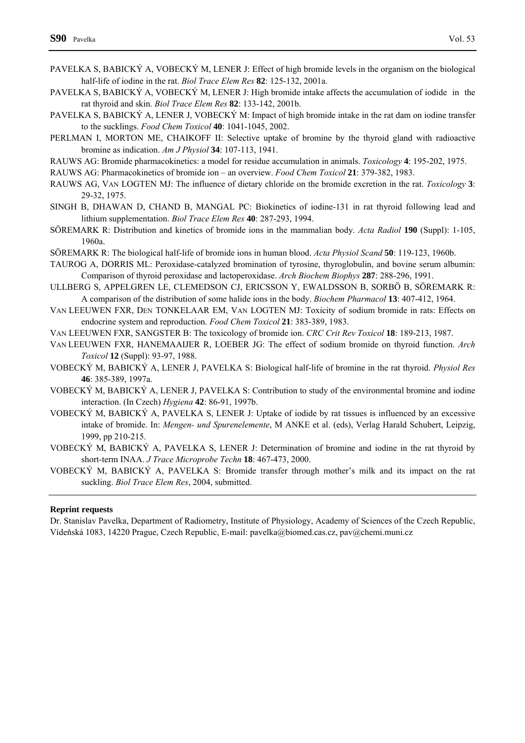PAVELKA S, BABICKÝ A, VOBECKÝ M, LENER J: Effect of high bromide levels in the organism on the biological half-life of iodine in the rat. *Biol Trace Elem Res* **82**: 125-132, 2001a.

PAVELKA S, BABICKÝ A, VOBECKÝ M, LENER J: High bromide intake affects the accumulation of iodide in the rat thyroid and skin. *Biol Trace Elem Res* **82**: 133-142, 2001b.

PAVELKA S, BABICKÝ A, LENER J, VOBECKÝ M: Impact of high bromide intake in the rat dam on iodine transfer to the sucklings. *Food Chem Toxicol* **40**: 1041-1045, 2002.

PERLMAN I, MORTON ME, CHAIKOFF II: Selective uptake of bromine by the thyroid gland with radioactive bromine as indication. *Am J Physiol* **34**: 107-113, 1941.

RAUWS AG: Bromide pharmacokinetics: a model for residue accumulation in animals. *Toxicology* **4**: 195-202, 1975.

RAUWS AG: Pharmacokinetics of bromide ion – an overview. *Food Chem Toxicol* **21**: 379-382, 1983.

RAUWS AG, VAN LOGTEN MJ: The influence of dietary chloride on the bromide excretion in the rat. *Toxicology* **3**: 29-32, 1975.

SINGH B, DHAWAN D, CHAND B, MANGAL PC: Biokinetics of iodine-131 in rat thyroid following lead and lithium supplementation. *Biol Trace Elem Res* **40**: 287-293, 1994.

SÖREMARK R: Distribution and kinetics of bromide ions in the mammalian body. *Acta Radiol* **190** (Suppl): 1-105, 1960a.

SÖREMARK R: The biological half-life of bromide ions in human blood. *Acta Physiol Scand* **50**: 119-123, 1960b.

TAUROG A, DORRIS ML: Peroxidase-catalyzed bromination of tyrosine, thyroglobulin, and bovine serum albumin: Comparison of thyroid peroxidase and lactoperoxidase. *Arch Biochem Biophys* **287**: 288-296, 1991.

ULLBERG S, APPELGREN LE, CLEMEDSON CJ, ERICSSON Y, EWALDSSON B, SORBÖ B, SÖREMARK R: A comparison of the distribution of some halide ions in the body. *Biochem Pharmacol* **13**: 407-412, 1964.

VAN LEEUWEN FXR, DEN TONKELAAR EM, VAN LOGTEN MJ: Toxicity of sodium bromide in rats: Effects on endocrine system and reproduction. *Food Chem Toxicol* **21**: 383-389, 1983.

VAN LEEUWEN FXR, SANGSTER B: The toxicology of bromide ion. *CRC Crit Rev Toxicol* **18**: 189-213, 1987.

VAN LEEUWEN FXR, HANEMAAIJER R, LOEBER JG: The effect of sodium bromide on thyroid function. *Arch Toxicol* **12** (Suppl): 93-97, 1988.

VOBECKÝ M, BABICKÝ A, LENER J, PAVELKA S: Biological half-life of bromine in the rat thyroid. *Physiol Res* **46**: 385-389, 1997a.

VOBECKÝ M, BABICKÝ A, LENER J, PAVELKA S: Contribution to study of the environmental bromine and iodine interaction. (In Czech) *Hygiena* **42**: 86-91, 1997b.

VOBECKÝ M, BABICKÝ A, PAVELKA S, LENER J: Uptake of iodide by rat tissues is influenced by an excessive intake of bromide. In: *Mengen- und Spurenelemente*, M ANKE et al. (eds), Verlag Harald Schubert, Leipzig, 1999, pp 210-215.

VOBECKÝ M, BABICKÝ A, PAVELKA S, LENER J: Determination of bromine and iodine in the rat thyroid by short-term INAA. *J Trace Microprobe Techn* **18**: 467-473, 2000.

VOBECKÝ M, BABICKÝ A, PAVELKA S: Bromide transfer through mother's milk and its impact on the rat suckling. *Biol Trace Elem Res*, 2004, submitted.

**Reprint requests**

Dr. Stanislav Pavelka, Department of Radiometry, Institute of Physiology, Academy of Sciences of the Czech Republic, Vídeňská 1083, 14220 Prague, Czech Republic, E-mail: pavelka@biomed.cas.cz, pav@chemi.muni.cz